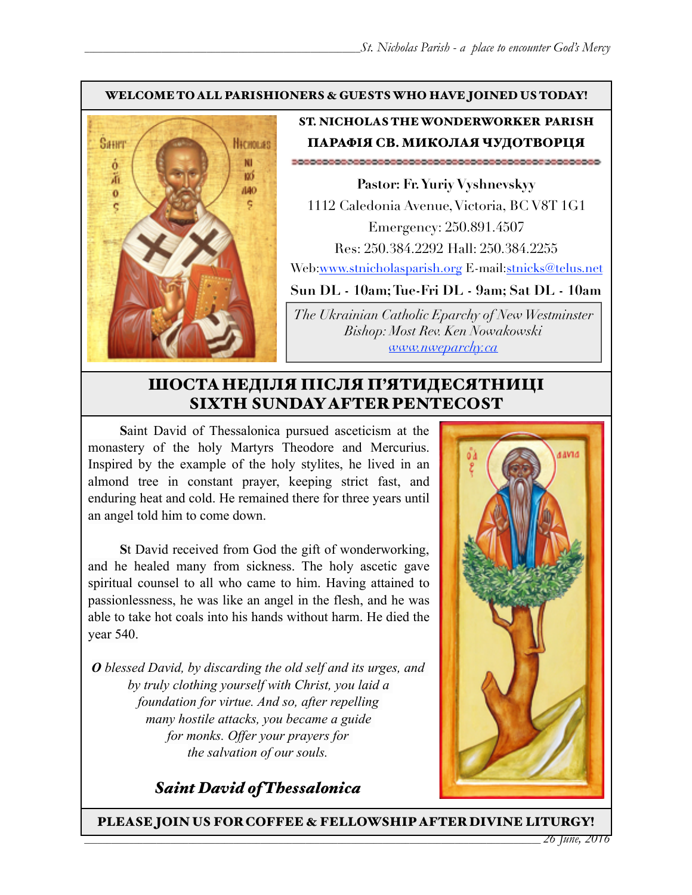WELCOME TO ALL PARISHIONERS & GUESTS WHO HAVE JOINED US TODAY!

## ST. NICHOLAS THE WONDERWORKER PARISH
## ПАРАФІЯ СВ. МИКОЛАЯ ЧУДОТВОРЦЯ

**Pastor: Fr. Yuriy Vyshnevskyy**

1112 Caledonia Avenue, Victoria, BC V8T 1G1

Emergency: 250.891.4507

Res: 250.384.2292 Hall: 250.384.2255

Web:www.stnicholasparish.org E-mail:stnicks@telus.net

**Sun DL - 10am; Tue-Fri DL - 9am; Sat DL - 10am**

*The Ukrainian Catholic Eparchy of New Westminster*
*Bishop: Most Rev. Ken Nowakowski*
*www.nweparchy.ca*

# ШОСТА НЕДІЛЯ ПІСЛЯ П'ЯТИДЕСЯТНИЦІ
# SIXTH SUNDAY AFTER PENTECOST

**S**aint David of Thessalonica pursued asceticism at the monastery of the holy Martyrs Theodore and Mercurius. Inspired by the example of the holy stylites, he lived in an almond tree in constant prayer, keeping strict fast, and enduring heat and cold. He remained there for three years until an angel told him to come down.

**S**t David received from God the gift of wonderworking, and he healed many from sickness. The holy ascetic gave spiritual counsel to all who came to him. Having attained to passionlessness, he was like an angel in the flesh, and he was able to take hot coals into his hands without harm. He died the year 540.

***O*** *blessed David, by discarding the old self and its urges, and by truly clothing yourself with Christ, you laid a foundation for virtue. And so, after repelling many hostile attacks, you became a guide for monks. Offer your prayers for the salvation of our souls.*

***Saint David of Thessalonica***

PLEASE JOIN US FOR COFFEE & FELLOWSHIP AFTER DIVINE LITURGY!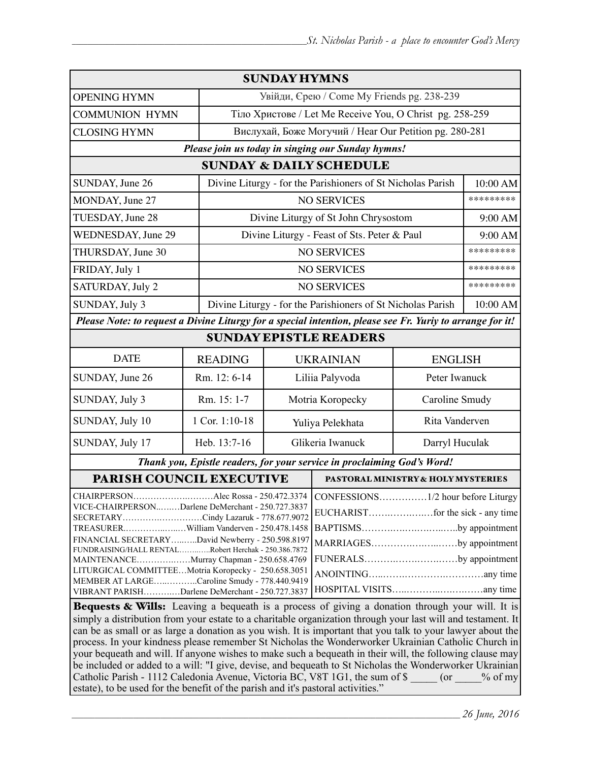## SUNDAY HYMNS

| | |
|---|---|
| OPENING HYMN | Увійди, Єрею / Come My Friends pg. 238-239 |
| COMMUNION HYMN | Тіло Христове / Let Me Receive You, O Christ pg. 258-259 |
| CLOSING HYMN | Вислухай, Боже Могучий / Hear Our Petition pg. 280-281 |

***Please join us today in singing our Sunday hymns!***

## SUNDAY & DAILY SCHEDULE

| | | |
|---|---|---|
| SUNDAY, June 26 | Divine Liturgy - for the Parishioners of St Nicholas Parish | 10:00 AM |
| MONDAY, June 27 | NO SERVICES | ********* |
| TUESDAY, June 28 | Divine Liturgy of St John Chrysostom | 9:00 AM |
| WEDNESDAY, June 29 | Divine Liturgy - Feast of Sts. Peter & Paul | 9:00 AM |
| THURSDAY, June 30 | NO SERVICES | ********* |
| FRIDAY, July 1 | NO SERVICES | ********* |
| SATURDAY, July 2 | NO SERVICES | ********* |
| SUNDAY, July 3 | Divine Liturgy - for the Parishioners of St Nicholas Parish | 10:00 AM |

***Please Note: to request a Divine Liturgy for a special intention, please see Fr. Yuriy to arrange for it!***

## SUNDAY EPISTLE READERS

| DATE | READING | UKRAINIAN | ENGLISH |
|---|---|---|---|
| SUNDAY, June 26 | Rm. 12: 6-14 | Liliia Palyvoda | Peter Iwanuck |
| SUNDAY, July 3 | Rm. 15: 1-7 | Motria Koropecky | Caroline Smudy |
| SUNDAY, July 10 | 1 Cor. 1:10-18 | Yuliya Pelekhata | Rita Vanderven |
| SUNDAY, July 17 | Heb. 13:7-16 | Glikeria Iwanuck | Darryl Huculak |

***Thank you, Epistle readers, for your service in proclaiming God's Word!***

## PARISH COUNCIL EXECUTIVE

CHAIRPERSON……………….………Alec Rossa - 250.472.3374
VICE-CHAIRPERSON..……Darlene DeMerchant - 250.727.3837
SECRETARY……………………….Cindy Lazaruk - 778.677.9072
TREASURER………….……William Vanderven - 250.478.1458
FINANCIAL SECRETARY……..David Newberry - 250.598.8197
FUNDRAISING/HALL RENTAL………..Robert Herchak - 250.386.7872
MAINTENANCE……………Murray Chapman - 250.658.4769
LITURGICAL COMMITTEE…Motria Koropecky - 250.658.3051
MEMBER AT LARGE……….Caroline Smudy - 778.440.9419
VIBRANT PARISH…………Darlene DeMerchant - 250.727.3837

## PASTORAL MINISTRY & HOLY MYSTERIES

CONFESSIONS……………1/2 hour before Liturgy
EUCHARIST……………for the sick - any time
BAPTISMS…………………………by appointment
MARRIAGES………………………by appointment
FUNERALS………………………by appointment
ANOINTING………………………………any time
HOSPITAL VISITS……………………………any time

**Bequests & Wills:** Leaving a bequeath is a process of giving a donation through your will. It is simply a distribution from your estate to a charitable organization through your last will and testament. It can be as small or as large a donation as you wish. It is important that you talk to your lawyer about the process. In your kindness please remember St Nicholas the Wonderworker Ukrainian Catholic Church in your bequeath and will. If anyone wishes to make such a bequeath in their will, the following clause may be included or added to a will: "I give, devise, and bequeath to St Nicholas the Wonderworker Ukrainian Catholic Parish - 1112 Caledonia Avenue, Victoria BC, V8T 1G1, the sum of $ _____ (or _____% of my estate), to be used for the benefit of the parish and it's pastoral activities."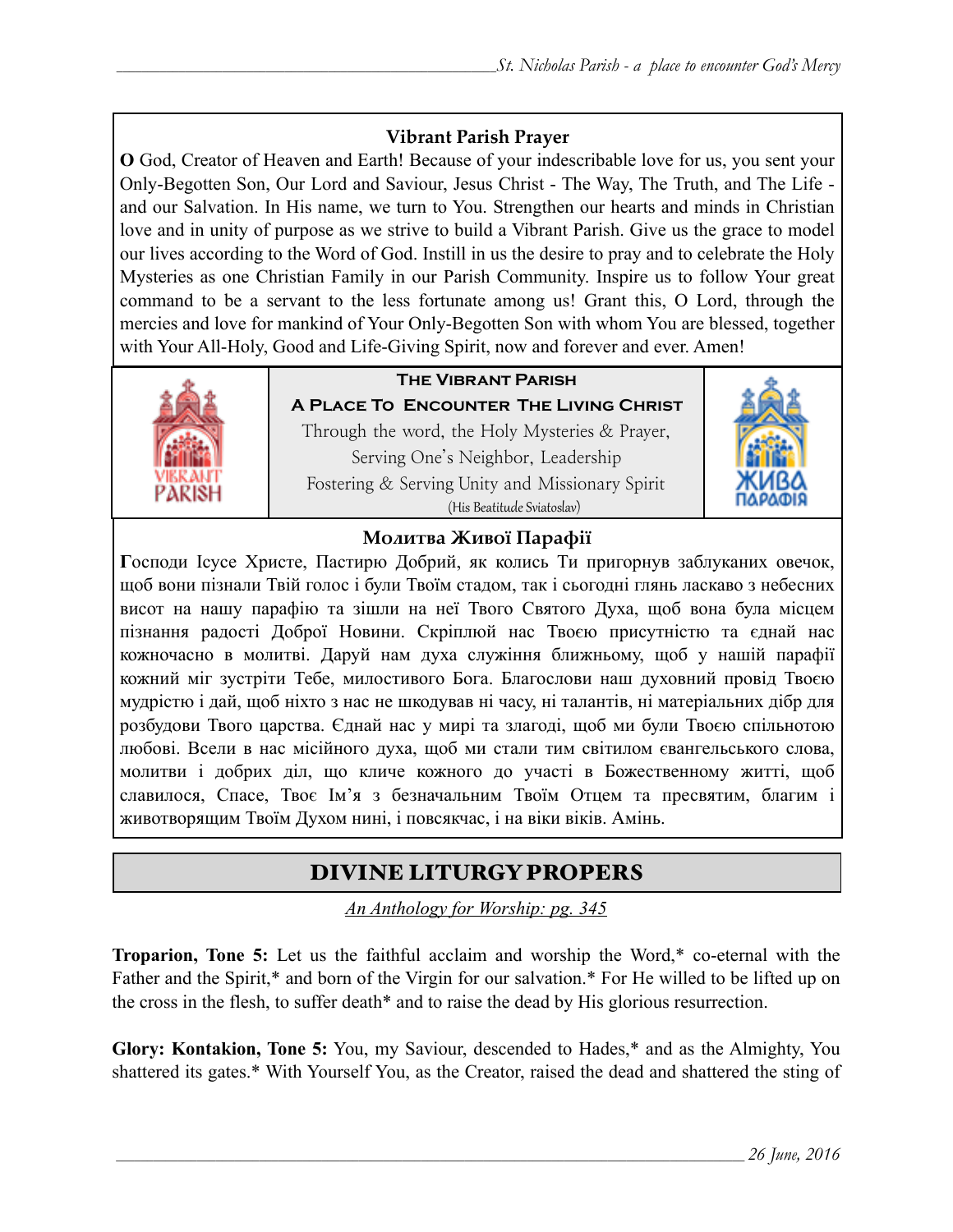### Vibrant Parish Prayer

**O** God, Creator of Heaven and Earth! Because of your indescribable love for us, you sent your Only-Begotten Son, Our Lord and Saviour, Jesus Christ - The Way, The Truth, and The Life - and our Salvation. In His name, we turn to You. Strengthen our hearts and minds in Christian love and in unity of purpose as we strive to build a Vibrant Parish. Give us the grace to model our lives according to the Word of God. Instill in us the desire to pray and to celebrate the Holy Mysteries as one Christian Family in our Parish Community. Inspire us to follow Your great command to be a servant to the less fortunate among us! Grant this, O Lord, through the mercies and love for mankind of Your Only-Begotten Son with whom You are blessed, together with Your All-Holy, Good and Life-Giving Spirit, now and forever and ever. Amen!

**The Vibrant Parish**

**A Place To Encounter The Living Christ**

Through the word, the Holy Mysteries & Prayer,
Serving One's Neighbor, Leadership
Fostering & Serving Unity and Missionary Spirit
(His Beatitude Sviatoslav)

### Молитва Живої Парафії

**Г**осподи Ісусе Христе, Пастирю Добрий, як колись Ти пригорнув заблуканих овечок, щоб вони пізнали Твій голос і були Твоїм стадом, так і сьогодні глянь ласкаво з небесних висот на нашу парафію та зішли на неї Твого Святого Духа, щоб вона була місцем пізнання радості Доброї Новини. Скріплюй нас Твоєю присутністю та єднай нас кожночасно в молитві. Даруй нам духа служіння ближньому, щоб у нашій парафії кожний міг зустріти Тебе, милостивого Бога. Благослови наш духовний провід Твоєю мудрістю і дай, щоб ніхто з нас не шкодував ні часу, ні талантів, ні матеріальних дібр для розбудови Твого царства. Єднай нас у мирі та злагоді, щоб ми були Твоєю спільнотою любові. Всели в нас місійного духа, щоб ми стали тим світилом євангельського слова, молитви і добрих діл, що кличе кожного до участі в Божественному житті, щоб славилося, Спасе, Твоє Ім'я з безначальним Твоїм Отцем та пресвятим, благим і животворящим Твоїм Духом нині, і повсякчас, і на віки віків. Амінь.

## DIVINE LITURGY PROPERS

*An Anthology for Worship: pg. 345*

**Troparion, Tone 5:** Let us the faithful acclaim and worship the Word,* co-eternal with the Father and the Spirit,* and born of the Virgin for our salvation.* For He willed to be lifted up on the cross in the flesh, to suffer death* and to raise the dead by His glorious resurrection.

**Glory: Kontakion, Tone 5:** You, my Saviour, descended to Hades,* and as the Almighty, You shattered its gates.* With Yourself You, as the Creator, raised the dead and shattered the sting of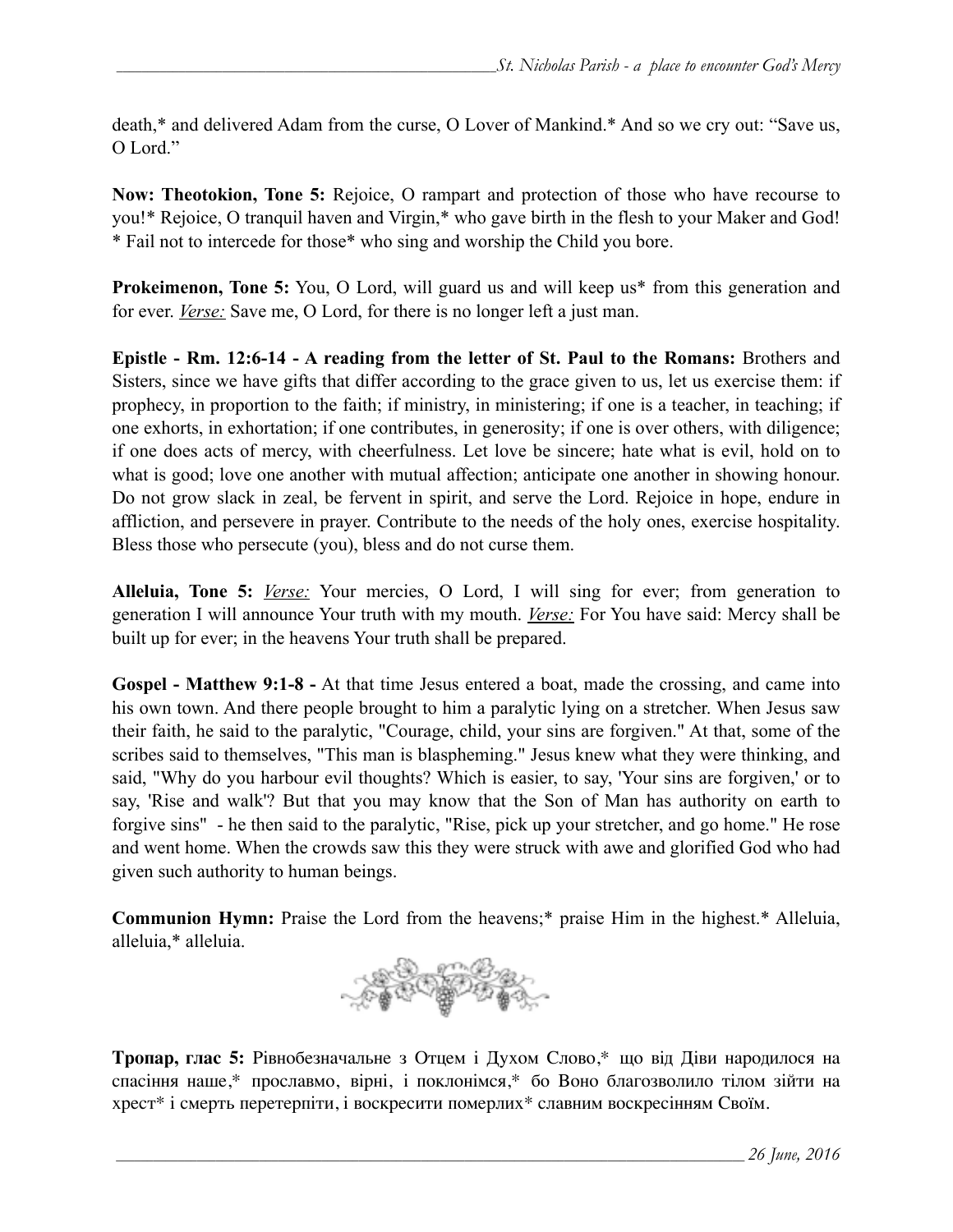death,* and delivered Adam from the curse, O Lover of Mankind.* And so we cry out: "Save us, O Lord."

**Now: Theotokion, Tone 5:** Rejoice, O rampart and protection of those who have recourse to you!* Rejoice, O tranquil haven and Virgin,* who gave birth in the flesh to your Maker and God! * Fail not to intercede for those* who sing and worship the Child you bore.

**Prokeimenon, Tone 5:** You, O Lord, will guard us and will keep us* from this generation and for ever. *Verse:* Save me, O Lord, for there is no longer left a just man.

**Epistle - Rm. 12:6-14 - A reading from the letter of St. Paul to the Romans:** Brothers and Sisters, since we have gifts that differ according to the grace given to us, let us exercise them: if prophecy, in proportion to the faith; if ministry, in ministering; if one is a teacher, in teaching; if one exhorts, in exhortation; if one contributes, in generosity; if one is over others, with diligence; if one does acts of mercy, with cheerfulness. Let love be sincere; hate what is evil, hold on to what is good; love one another with mutual affection; anticipate one another in showing honour. Do not grow slack in zeal, be fervent in spirit, and serve the Lord. Rejoice in hope, endure in affliction, and persevere in prayer. Contribute to the needs of the holy ones, exercise hospitality. Bless those who persecute (you), bless and do not curse them.

**Alleluia, Tone 5:** *Verse:* Your mercies, O Lord, I will sing for ever; from generation to generation I will announce Your truth with my mouth. *Verse:* For You have said: Mercy shall be built up for ever; in the heavens Your truth shall be prepared.

**Gospel - Matthew 9:1-8 -** At that time Jesus entered a boat, made the crossing, and came into his own town. And there people brought to him a paralytic lying on a stretcher. When Jesus saw their faith, he said to the paralytic, "Courage, child, your sins are forgiven." At that, some of the scribes said to themselves, "This man is blaspheming." Jesus knew what they were thinking, and said, "Why do you harbour evil thoughts? Which is easier, to say, 'Your sins are forgiven,' or to say, 'Rise and walk'? But that you may know that the Son of Man has authority on earth to forgive sins" - he then said to the paralytic, "Rise, pick up your stretcher, and go home." He rose and went home. When the crowds saw this they were struck with awe and glorified God who had given such authority to human beings.

**Communion Hymn:** Praise the Lord from the heavens;* praise Him in the highest.* Alleluia, alleluia,* alleluia.

**Тропар, глас 5:** Рівнобезначальне з Отцем і Духом Слово,* що від Діви народилося на спасіння наше,* прославмо, вірні, і поклонімся,* бо Воно благозволило тілом зійти на хрест* і смерть перетерпіти, і воскресити померлих* славним воскресінням Своїм.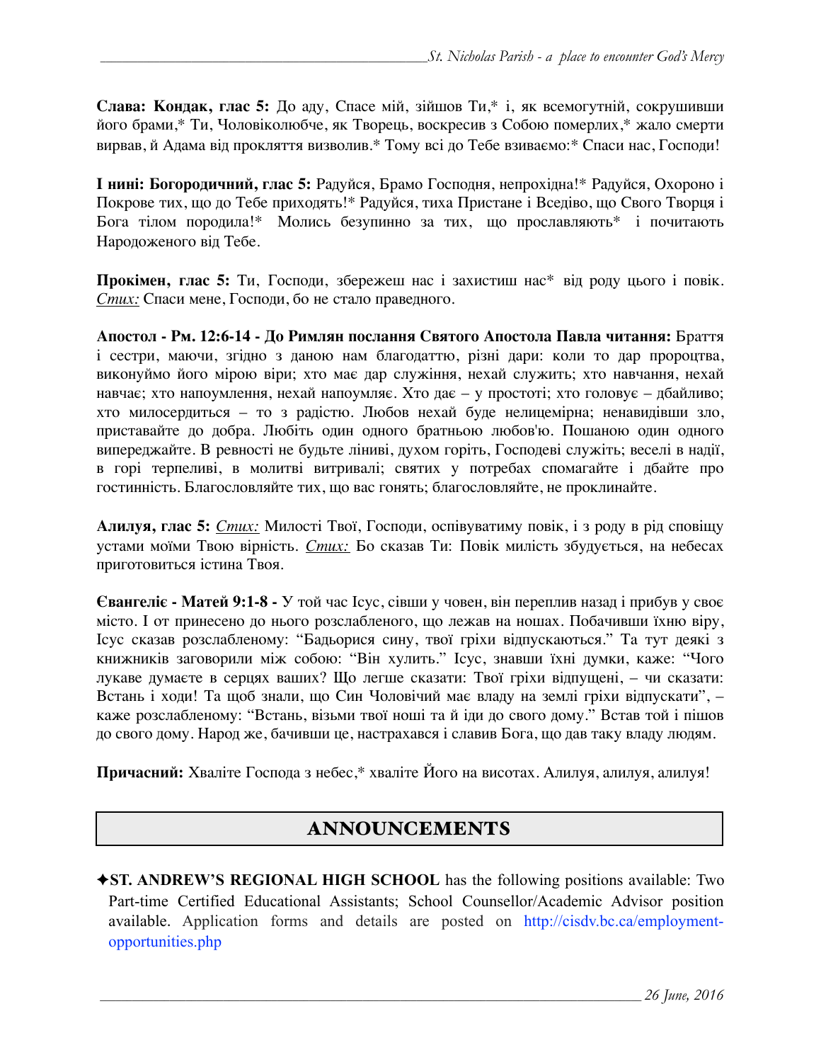**Слава: Кондак, глас 5:** До аду, Спасе мій, зійшов Ти,* і, як всемогутній, сокрушивши його брами,* Ти, Чоловіколюбче, як Творець, воскресив з Собою померлих,* жало смерти вирвав, й Адама від прокляття визволив.* Тому всі до Тебе взиваємо:* Спаси нас, Господи!

**І нині: Богородичний, глас 5:** Радуйся, Брамо Господня, непрохідна!* Радуйся, Охороно і Покрове тих, що до Тебе приходять!* Радуйся, тиха Пристане і Вседіво, що Свого Творця і Бога тілом породила!* Молись безупинно за тих, що прославляють* і почитають Народоженого від Тебе.

**Прокімен, глас 5:** Ти, Господи, збережеш нас і захистиш нас* від роду цього і повік. *Стих:* Спаси мене, Господи, бо не стало праведного.

**Апостол - Рм. 12:6-14 - До Римлян послання Святого Апостола Павла читання:** Браття і сестри, маючи, згідно з даною нам благодаттю, різні дари: коли то дар пророцтва, виконуймо його мірою віри; хто має дар служіння, нехай служить; хто навчання, нехай навчає; хто напоумлення, нехай напоумляє. Хто дає – у простоті; хто головує – дбайливо; хто милосердиться – то з радістю. Любов нехай буде нелицемірна; ненавидівши зло, приставайте до добра. Любіть один одного братньою любов'ю. Пошаною один одного випереджайте. В ревності не будьте ліниві, духом горіть, Господеві служіть; веселі в надії, в горі терпеливі, в молитві витривалі; святих у потребах спомагайте і дбайте про гостинність. Благословляйте тих, що вас гонять; благословляйте, не проклинайте.

**Алилуя, глас 5:** *Стих:* Милості Твої, Господи, оспівуватиму повік, і з роду в рід сповіщу устами моїми Твою вірність. *Стих:* Бо сказав Ти: Повік милість збудується, на небесах приготовиться істина Твоя.

**Євангеліє - Матей 9:1-8 -** У той час Ісус, сівши у човен, він переплив назад і прибув у своє місто. І от принесено до нього розслабленого, що лежав на ношах. Побачивши їхню віру, Ісус сказав розслабленому: "Бадьорися сину, твої гріхи відпускаються." Та тут деякі з книжників заговорили між собою: "Він хулить." Ісус, знавши їхні думки, каже: "Чого лукаве думаєте в серцях ваших? Що легше сказати: Твої гріхи відпущені, – чи сказати: Встань і ходи! Та щоб знали, що Син Чоловічий має владу на землі гріхи відпускати", – каже розслабленому: "Встань, візьми твої ноші та й іди до свого дому." Встав той і пішов до свого дому. Народ же, бачивши це, настрахався і славив Бога, що дав таку владу людям.

**Причасний:** Хваліте Господа з небес,* хваліте Його на висотах. Алилуя, алилуя, алилуя!

## ANNOUNCEMENTS

✦**ST. ANDREW'S REGIONAL HIGH SCHOOL** has the following positions available: Two Part-time Certified Educational Assistants; School Counsellor/Academic Advisor position available. Application forms and details are posted on http://cisdv.bc.ca/employment-opportunities.php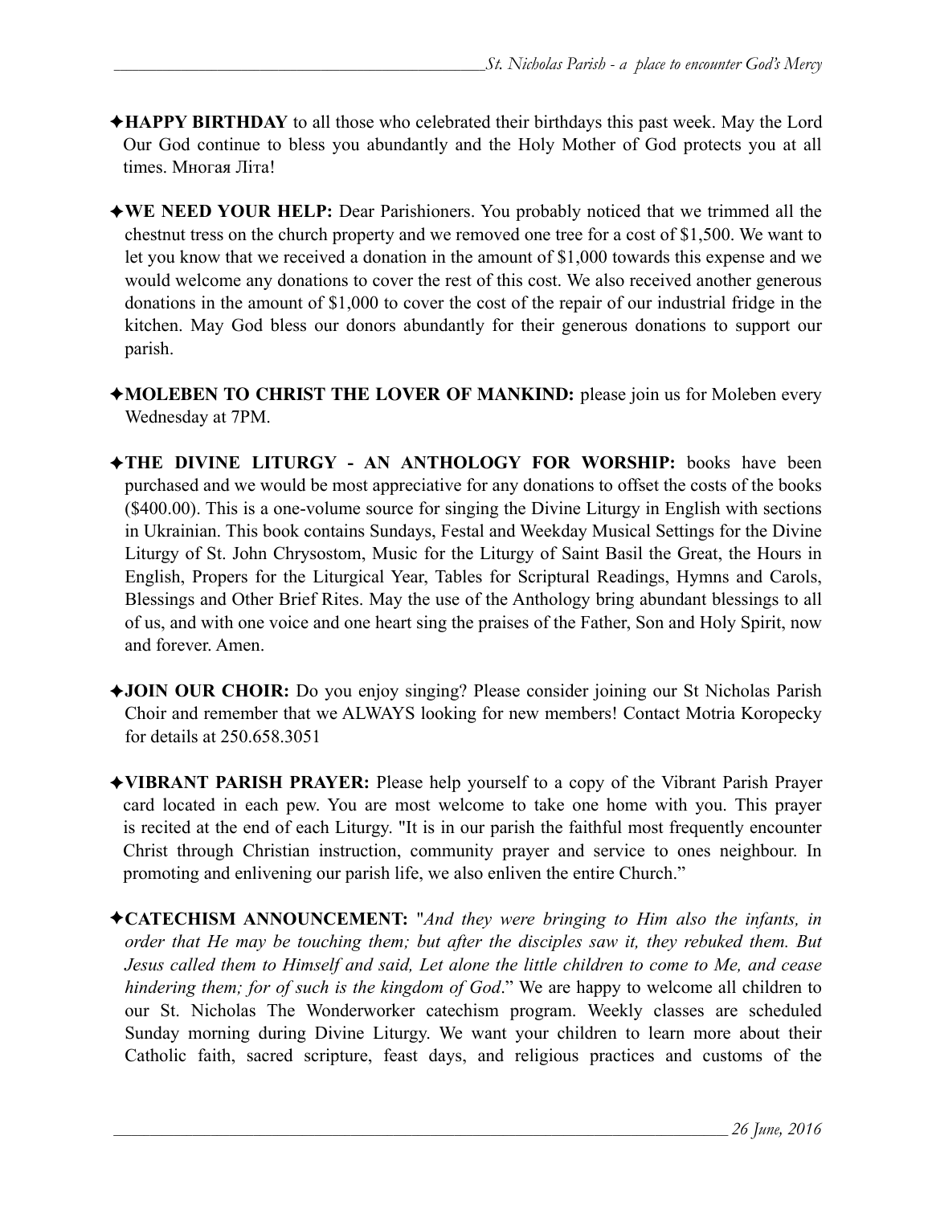✦**HAPPY BIRTHDAY** to all those who celebrated their birthdays this past week. May the Lord Our God continue to bless you abundantly and the Holy Mother of God protects you at all times. Многая Літа!

✦**WE NEED YOUR HELP:** Dear Parishioners. You probably noticed that we trimmed all the chestnut tress on the church property and we removed one tree for a cost of $1,500. We want to let you know that we received a donation in the amount of $1,000 towards this expense and we would welcome any donations to cover the rest of this cost. We also received another generous donations in the amount of $1,000 to cover the cost of the repair of our industrial fridge in the kitchen. May God bless our donors abundantly for their generous donations to support our parish.

✦**MOLEBEN TO CHRIST THE LOVER OF MANKIND:** please join us for Moleben every Wednesday at 7PM.

✦**THE DIVINE LITURGY - AN ANTHOLOGY FOR WORSHIP:** books have been purchased and we would be most appreciative for any donations to offset the costs of the books ($400.00). This is a one-volume source for singing the Divine Liturgy in English with sections in Ukrainian. This book contains Sundays, Festal and Weekday Musical Settings for the Divine Liturgy of St. John Chrysostom, Music for the Liturgy of Saint Basil the Great, the Hours in English, Propers for the Liturgical Year, Tables for Scriptural Readings, Hymns and Carols, Blessings and Other Brief Rites. May the use of the Anthology bring abundant blessings to all of us, and with one voice and one heart sing the praises of the Father, Son and Holy Spirit, now and forever. Amen.

✦**JOIN OUR CHOIR:** Do you enjoy singing? Please consider joining our St Nicholas Parish Choir and remember that we ALWAYS looking for new members! Contact Motria Koropecky for details at 250.658.3051

✦**VIBRANT PARISH PRAYER:** Please help yourself to a copy of the Vibrant Parish Prayer card located in each pew. You are most welcome to take one home with you. This prayer is recited at the end of each Liturgy. "It is in our parish the faithful most frequently encounter Christ through Christian instruction, community prayer and service to ones neighbour. In promoting and enlivening our parish life, we also enliven the entire Church."

✦**CATECHISM ANNOUNCEMENT:** "*And they were bringing to Him also the infants, in order that He may be touching them; but after the disciples saw it, they rebuked them. But Jesus called them to Himself and said, Let alone the little children to come to Me, and cease hindering them; for of such is the kingdom of God*." We are happy to welcome all children to our St. Nicholas The Wonderworker catechism program. Weekly classes are scheduled Sunday morning during Divine Liturgy. We want your children to learn more about their Catholic faith, sacred scripture, feast days, and religious practices and customs of the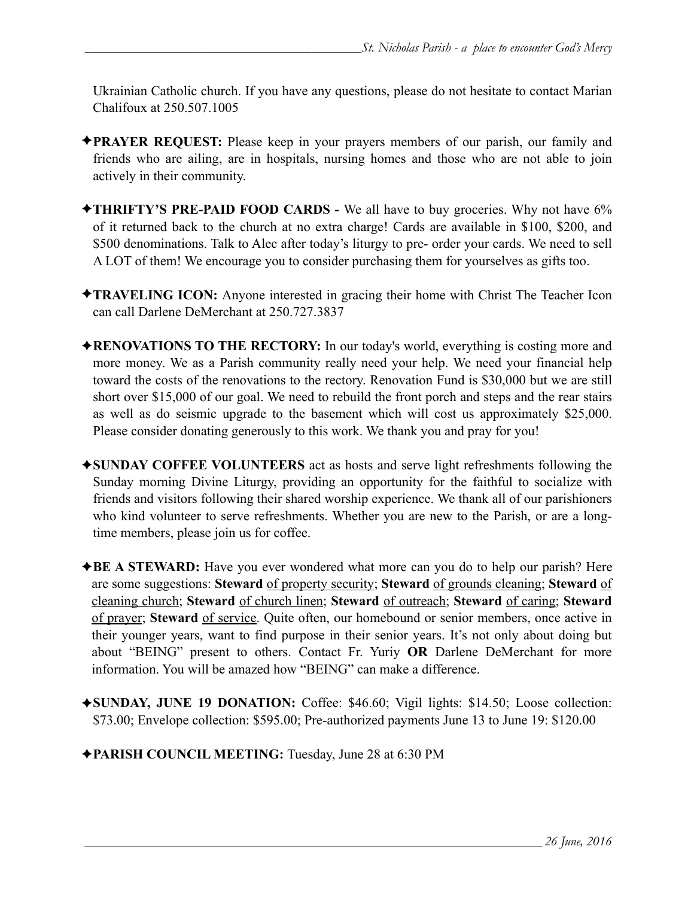Ukrainian Catholic church. If you have any questions, please do not hesitate to contact Marian Chalifoux at 250.507.1005

✦**PRAYER REQUEST:** Please keep in your prayers members of our parish, our family and friends who are ailing, are in hospitals, nursing homes and those who are not able to join actively in their community.

✦**THRIFTY'S PRE-PAID FOOD CARDS -** We all have to buy groceries. Why not have 6% of it returned back to the church at no extra charge! Cards are available in $100, $200, and $500 denominations. Talk to Alec after today's liturgy to pre- order your cards. We need to sell A LOT of them! We encourage you to consider purchasing them for yourselves as gifts too.

✦**TRAVELING ICON:** Anyone interested in gracing their home with Christ The Teacher Icon can call Darlene DeMerchant at 250.727.3837

✦**RENOVATIONS TO THE RECTORY:** In our today's world, everything is costing more and more money. We as a Parish community really need your help. We need your financial help toward the costs of the renovations to the rectory. Renovation Fund is $30,000 but we are still short over $15,000 of our goal. We need to rebuild the front porch and steps and the rear stairs as well as do seismic upgrade to the basement which will cost us approximately $25,000. Please consider donating generously to this work. We thank you and pray for you!

✦**SUNDAY COFFEE VOLUNTEERS** act as hosts and serve light refreshments following the Sunday morning Divine Liturgy, providing an opportunity for the faithful to socialize with friends and visitors following their shared worship experience. We thank all of our parishioners who kind volunteer to serve refreshments. Whether you are new to the Parish, or are a long-time members, please join us for coffee.

✦**BE A STEWARD:** Have you ever wondered what more can you do to help our parish? Here are some suggestions: **Steward** <u>of property security</u>; **Steward** <u>of grounds cleaning</u>; **Steward** <u>of cleaning church</u>; **Steward** <u>of church linen</u>; **Steward** <u>of outreach</u>; **Steward** <u>of caring</u>; **Steward** <u>of prayer</u>; **Steward** <u>of service</u>. Quite often, our homebound or senior members, once active in their younger years, want to find purpose in their senior years. It's not only about doing but about "BEING" present to others. Contact Fr. Yuriy **OR** Darlene DeMerchant for more information. You will be amazed how "BEING" can make a difference.

✦**SUNDAY, JUNE 19 DONATION:** Coffee: $46.60; Vigil lights: $14.50; Loose collection: $73.00; Envelope collection: $595.00; Pre-authorized payments June 13 to June 19: $120.00

✦**PARISH COUNCIL MEETING:** Tuesday, June 28 at 6:30 PM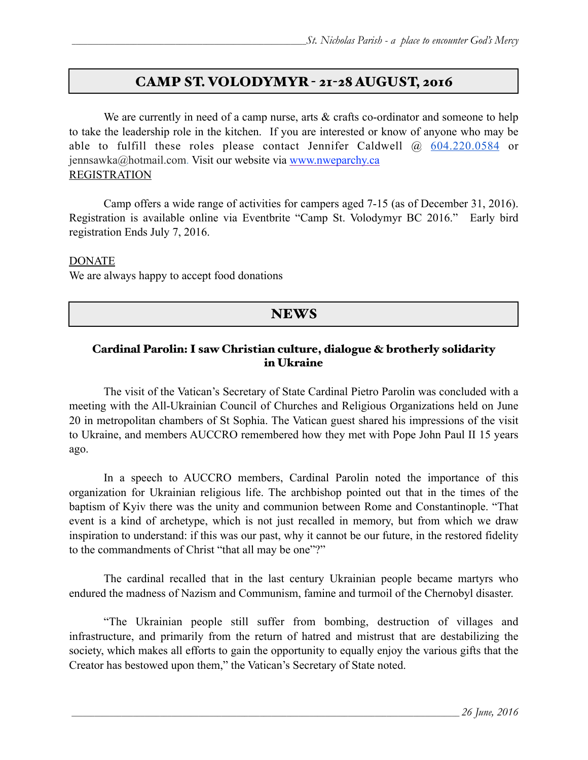## CAMP ST. VOLODYMYR - 21-28 AUGUST, 2016

We are currently in need of a camp nurse, arts & crafts co-ordinator and someone to help to take the leadership role in the kitchen. If you are interested or know of anyone who may be able to fulfill these roles please contact Jennifer Caldwell @ 604.220.0584 or jennsawka@hotmail.com. Visit our website via www.nweparchy.ca

REGISTRATION

Camp offers a wide range of activities for campers aged 7-15 (as of December 31, 2016). Registration is available online via Eventbrite "Camp St. Volodymyr BC 2016." Early bird registration Ends July 7, 2016.

DONATE

We are always happy to accept food donations

## NEWS

### Cardinal Parolin: I saw Christian culture, dialogue & brotherly solidarity in Ukraine

The visit of the Vatican's Secretary of State Cardinal Pietro Parolin was concluded with a meeting with the All-Ukrainian Council of Churches and Religious Organizations held on June 20 in metropolitan chambers of St Sophia. The Vatican guest shared his impressions of the visit to Ukraine, and members AUCCRO remembered how they met with Pope John Paul II 15 years ago.

In a speech to AUCCRO members, Cardinal Parolin noted the importance of this organization for Ukrainian religious life. The archbishop pointed out that in the times of the baptism of Kyiv there was the unity and communion between Rome and Constantinople. "That event is a kind of archetype, which is not just recalled in memory, but from which we draw inspiration to understand: if this was our past, why it cannot be our future, in the restored fidelity to the commandments of Christ "that all may be one"?"

The cardinal recalled that in the last century Ukrainian people became martyrs who endured the madness of Nazism and Communism, famine and turmoil of the Chernobyl disaster.

"The Ukrainian people still suffer from bombing, destruction of villages and infrastructure, and primarily from the return of hatred and mistrust that are destabilizing the society, which makes all efforts to gain the opportunity to equally enjoy the various gifts that the Creator has bestowed upon them," the Vatican's Secretary of State noted.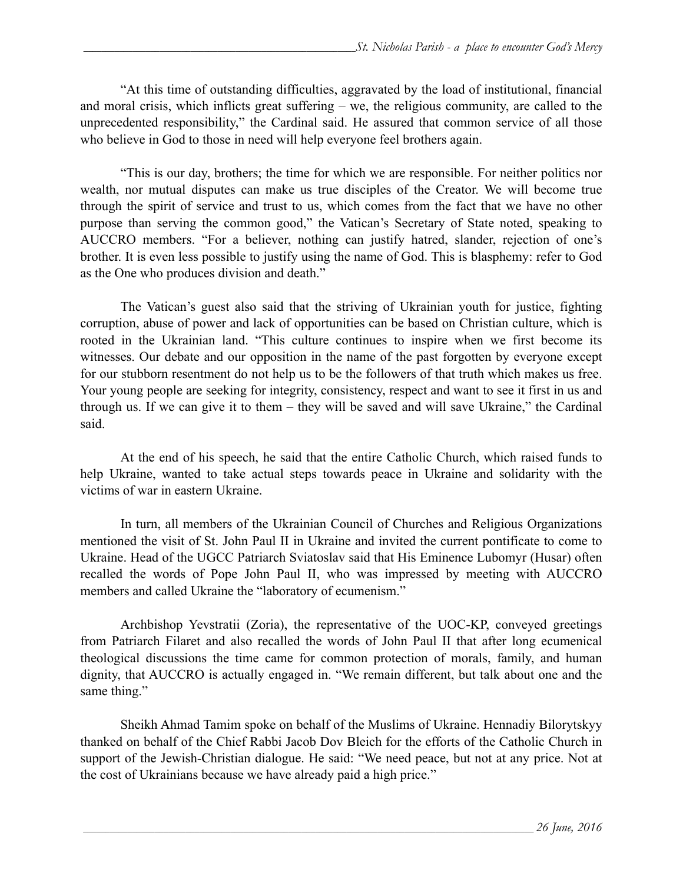“At this time of outstanding difficulties, aggravated by the load of institutional, financial and moral crisis, which inflicts great suffering – we, the religious community, are called to the unprecedented responsibility,” the Cardinal said. He assured that common service of all those who believe in God to those in need will help everyone feel brothers again.

“This is our day, brothers; the time for which we are responsible. For neither politics nor wealth, nor mutual disputes can make us true disciples of the Creator. We will become true through the spirit of service and trust to us, which comes from the fact that we have no other purpose than serving the common good,” the Vatican’s Secretary of State noted, speaking to AUCCRO members. “For a believer, nothing can justify hatred, slander, rejection of one’s brother. It is even less possible to justify using the name of God. This is blasphemy: refer to God as the One who produces division and death.”

The Vatican’s guest also said that the striving of Ukrainian youth for justice, fighting corruption, abuse of power and lack of opportunities can be based on Christian culture, which is rooted in the Ukrainian land. “This culture continues to inspire when we first become its witnesses. Our debate and our opposition in the name of the past forgotten by everyone except for our stubborn resentment do not help us to be the followers of that truth which makes us free. Your young people are seeking for integrity, consistency, respect and want to see it first in us and through us. If we can give it to them – they will be saved and will save Ukraine,” the Cardinal said.

At the end of his speech, he said that the entire Catholic Church, which raised funds to help Ukraine, wanted to take actual steps towards peace in Ukraine and solidarity with the victims of war in eastern Ukraine.

In turn, all members of the Ukrainian Council of Churches and Religious Organizations mentioned the visit of St. John Paul II in Ukraine and invited the current pontificate to come to Ukraine. Head of the UGCC Patriarch Sviatoslav said that His Eminence Lubomyr (Husar) often recalled the words of Pope John Paul II, who was impressed by meeting with AUCCRO members and called Ukraine the “laboratory of ecumenism.”

Archbishop Yevstratii (Zoria), the representative of the UOC-KP, conveyed greetings from Patriarch Filaret and also recalled the words of John Paul II that after long ecumenical theological discussions the time came for common protection of morals, family, and human dignity, that AUCCRO is actually engaged in. “We remain different, but talk about one and the same thing.”

Sheikh Ahmad Tamim spoke on behalf of the Muslims of Ukraine. Hennadiy Bilorytskyy thanked on behalf of the Chief Rabbi Jacob Dov Bleich for the efforts of the Catholic Church in support of the Jewish-Christian dialogue. He said: “We need peace, but not at any price. Not at the cost of Ukrainians because we have already paid a high price.”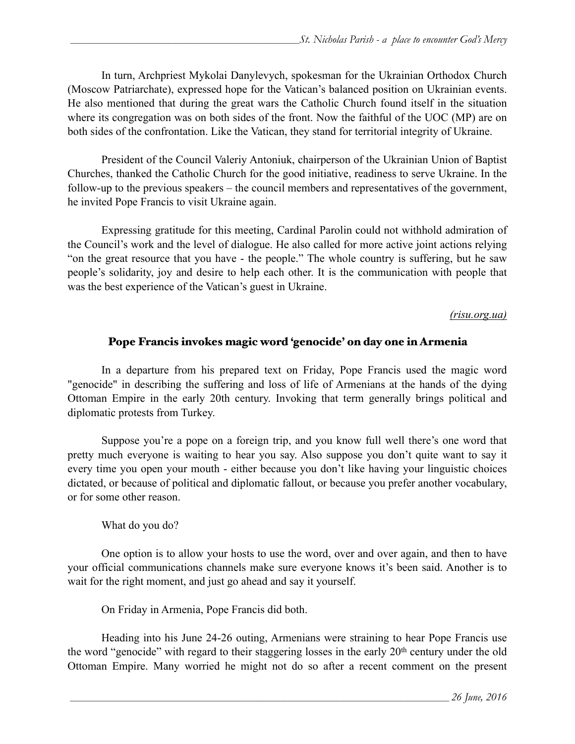In turn, Archpriest Mykolai Danylevych, spokesman for the Ukrainian Orthodox Church (Moscow Patriarchate), expressed hope for the Vatican's balanced position on Ukrainian events. He also mentioned that during the great wars the Catholic Church found itself in the situation where its congregation was on both sides of the front. Now the faithful of the UOC (MP) are on both sides of the confrontation. Like the Vatican, they stand for territorial integrity of Ukraine.

President of the Council Valeriy Antoniuk, chairperson of the Ukrainian Union of Baptist Churches, thanked the Catholic Church for the good initiative, readiness to serve Ukraine. In the follow-up to the previous speakers – the council members and representatives of the government, he invited Pope Francis to visit Ukraine again.

Expressing gratitude for this meeting, Cardinal Parolin could not withhold admiration of the Council's work and the level of dialogue. He also called for more active joint actions relying "on the great resource that you have - the people." The whole country is suffering, but he saw people's solidarity, joy and desire to help each other. It is the communication with people that was the best experience of the Vatican's guest in Ukraine.

*(risu.org.ua)*

## Pope Francis invokes magic word 'genocide' on day one in Armenia

In a departure from his prepared text on Friday, Pope Francis used the magic word "genocide" in describing the suffering and loss of life of Armenians at the hands of the dying Ottoman Empire in the early 20th century. Invoking that term generally brings political and diplomatic protests from Turkey.

Suppose you're a pope on a foreign trip, and you know full well there's one word that pretty much everyone is waiting to hear you say. Also suppose you don't quite want to say it every time you open your mouth - either because you don't like having your linguistic choices dictated, or because of political and diplomatic fallout, or because you prefer another vocabulary, or for some other reason.

What do you do?

One option is to allow your hosts to use the word, over and over again, and then to have your official communications channels make sure everyone knows it's been said. Another is to wait for the right moment, and just go ahead and say it yourself.

On Friday in Armenia, Pope Francis did both.

Heading into his June 24-26 outing, Armenians were straining to hear Pope Francis use the word "genocide" with regard to their staggering losses in the early 20th century under the old Ottoman Empire. Many worried he might not do so after a recent comment on the present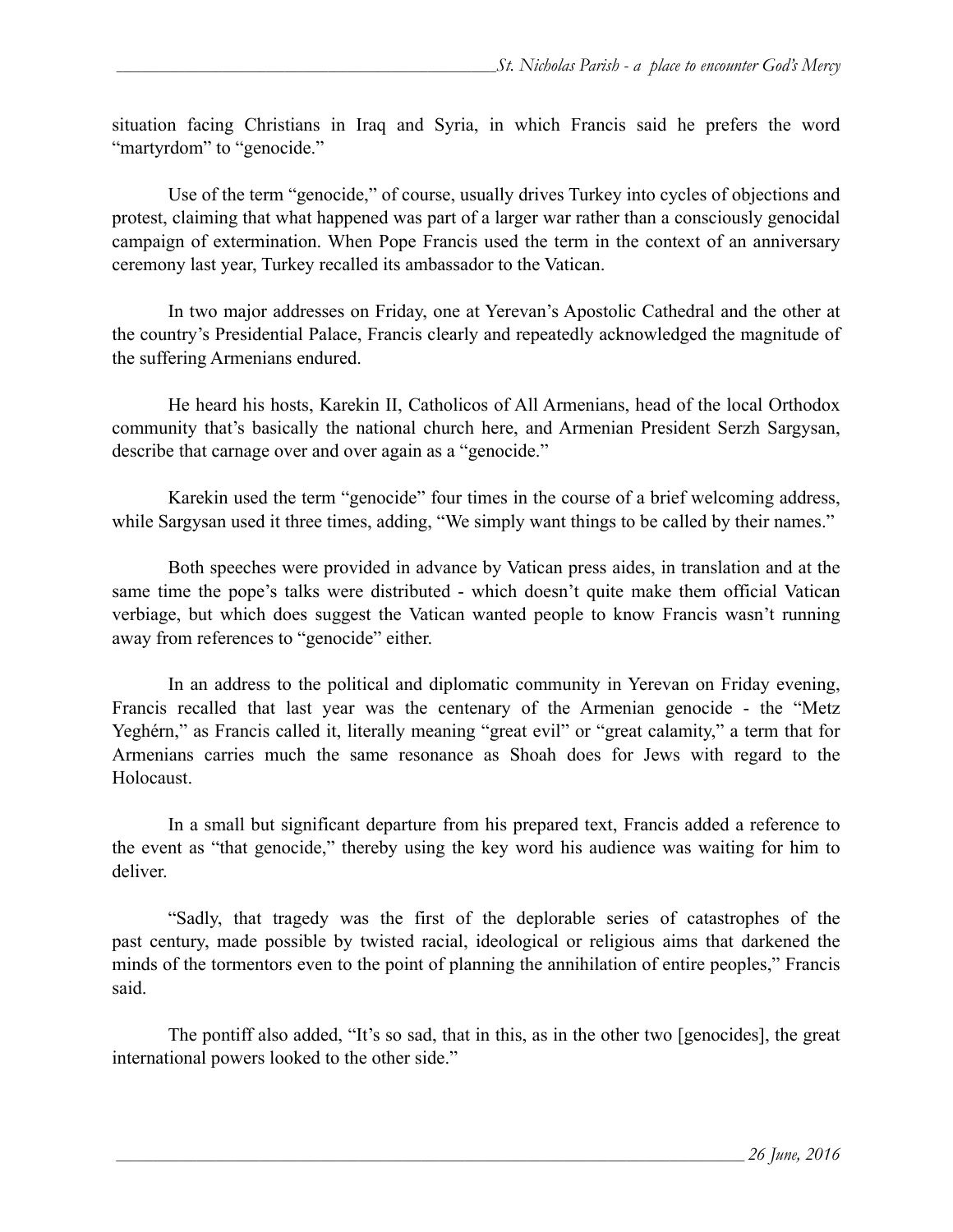situation facing Christians in Iraq and Syria, in which Francis said he prefers the word "martyrdom" to "genocide."

Use of the term "genocide," of course, usually drives Turkey into cycles of objections and protest, claiming that what happened was part of a larger war rather than a consciously genocidal campaign of extermination. When Pope Francis used the term in the context of an anniversary ceremony last year, Turkey recalled its ambassador to the Vatican.

In two major addresses on Friday, one at Yerevan's Apostolic Cathedral and the other at the country's Presidential Palace, Francis clearly and repeatedly acknowledged the magnitude of the suffering Armenians endured.

He heard his hosts, Karekin II, Catholicos of All Armenians, head of the local Orthodox community that's basically the national church here, and Armenian President Serzh Sargysan, describe that carnage over and over again as a "genocide."

Karekin used the term "genocide" four times in the course of a brief welcoming address, while Sargysan used it three times, adding, "We simply want things to be called by their names."

Both speeches were provided in advance by Vatican press aides, in translation and at the same time the pope's talks were distributed - which doesn't quite make them official Vatican verbiage, but which does suggest the Vatican wanted people to know Francis wasn't running away from references to "genocide" either.

In an address to the political and diplomatic community in Yerevan on Friday evening, Francis recalled that last year was the centenary of the Armenian genocide - the "Metz Yeghérn," as Francis called it, literally meaning "great evil" or "great calamity," a term that for Armenians carries much the same resonance as Shoah does for Jews with regard to the Holocaust.

In a small but significant departure from his prepared text, Francis added a reference to the event as "that genocide," thereby using the key word his audience was waiting for him to deliver.

"Sadly, that tragedy was the first of the deplorable series of catastrophes of the past century, made possible by twisted racial, ideological or religious aims that darkened the minds of the tormentors even to the point of planning the annihilation of entire peoples," Francis said.

The pontiff also added, "It's so sad, that in this, as in the other two [genocides], the great international powers looked to the other side."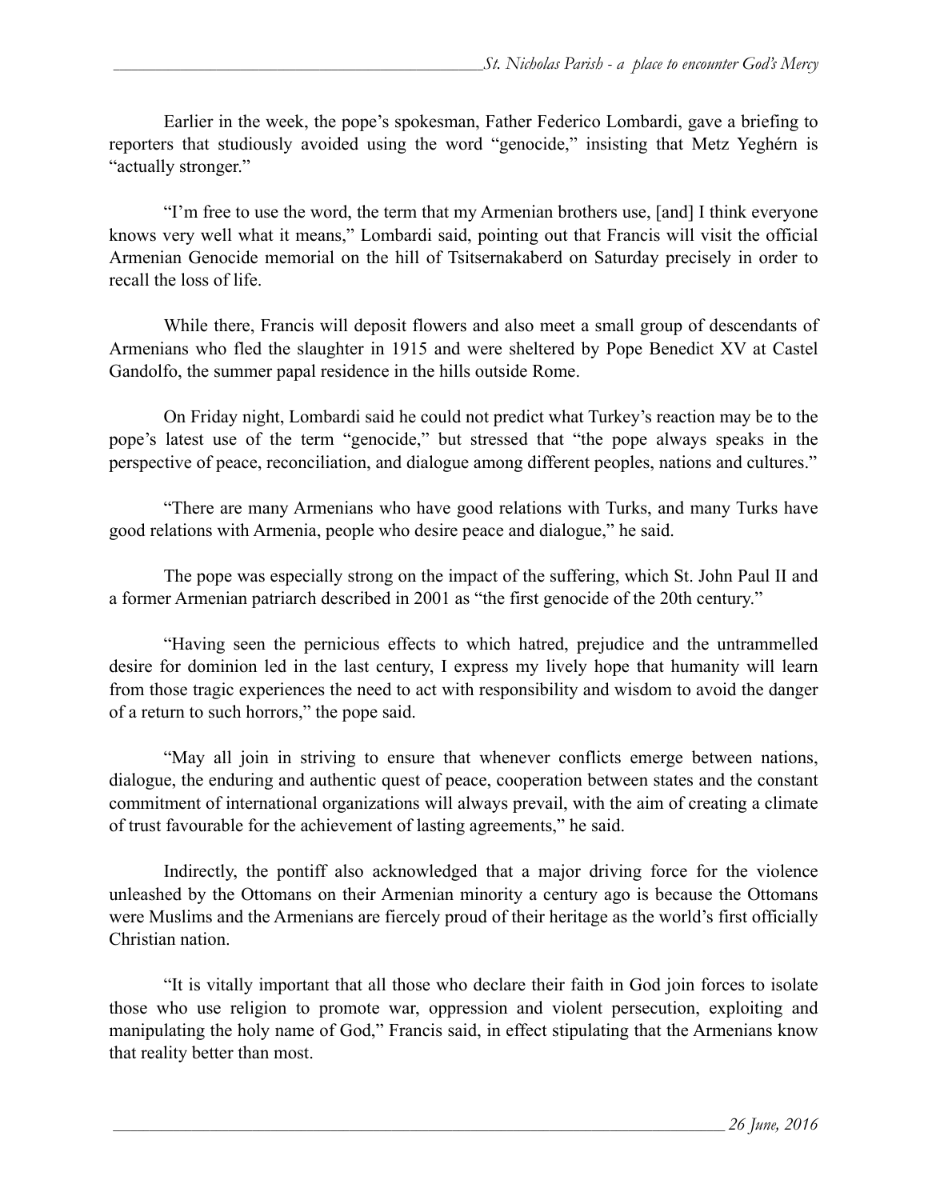Earlier in the week, the pope's spokesman, Father Federico Lombardi, gave a briefing to reporters that studiously avoided using the word "genocide," insisting that Metz Yeghérn is "actually stronger."

"I'm free to use the word, the term that my Armenian brothers use, [and] I think everyone knows very well what it means," Lombardi said, pointing out that Francis will visit the official Armenian Genocide memorial on the hill of Tsitsernakaberd on Saturday precisely in order to recall the loss of life.

While there, Francis will deposit flowers and also meet a small group of descendants of Armenians who fled the slaughter in 1915 and were sheltered by Pope Benedict XV at Castel Gandolfo, the summer papal residence in the hills outside Rome.

On Friday night, Lombardi said he could not predict what Turkey's reaction may be to the pope's latest use of the term "genocide," but stressed that "the pope always speaks in the perspective of peace, reconciliation, and dialogue among different peoples, nations and cultures."

"There are many Armenians who have good relations with Turks, and many Turks have good relations with Armenia, people who desire peace and dialogue," he said.

The pope was especially strong on the impact of the suffering, which St. John Paul II and a former Armenian patriarch described in 2001 as "the first genocide of the 20th century."

"Having seen the pernicious effects to which hatred, prejudice and the untrammelled desire for dominion led in the last century, I express my lively hope that humanity will learn from those tragic experiences the need to act with responsibility and wisdom to avoid the danger of a return to such horrors," the pope said.

"May all join in striving to ensure that whenever conflicts emerge between nations, dialogue, the enduring and authentic quest of peace, cooperation between states and the constant commitment of international organizations will always prevail, with the aim of creating a climate of trust favourable for the achievement of lasting agreements," he said.

Indirectly, the pontiff also acknowledged that a major driving force for the violence unleashed by the Ottomans on their Armenian minority a century ago is because the Ottomans were Muslims and the Armenians are fiercely proud of their heritage as the world's first officially Christian nation.

"It is vitally important that all those who declare their faith in God join forces to isolate those who use religion to promote war, oppression and violent persecution, exploiting and manipulating the holy name of God," Francis said, in effect stipulating that the Armenians know that reality better than most.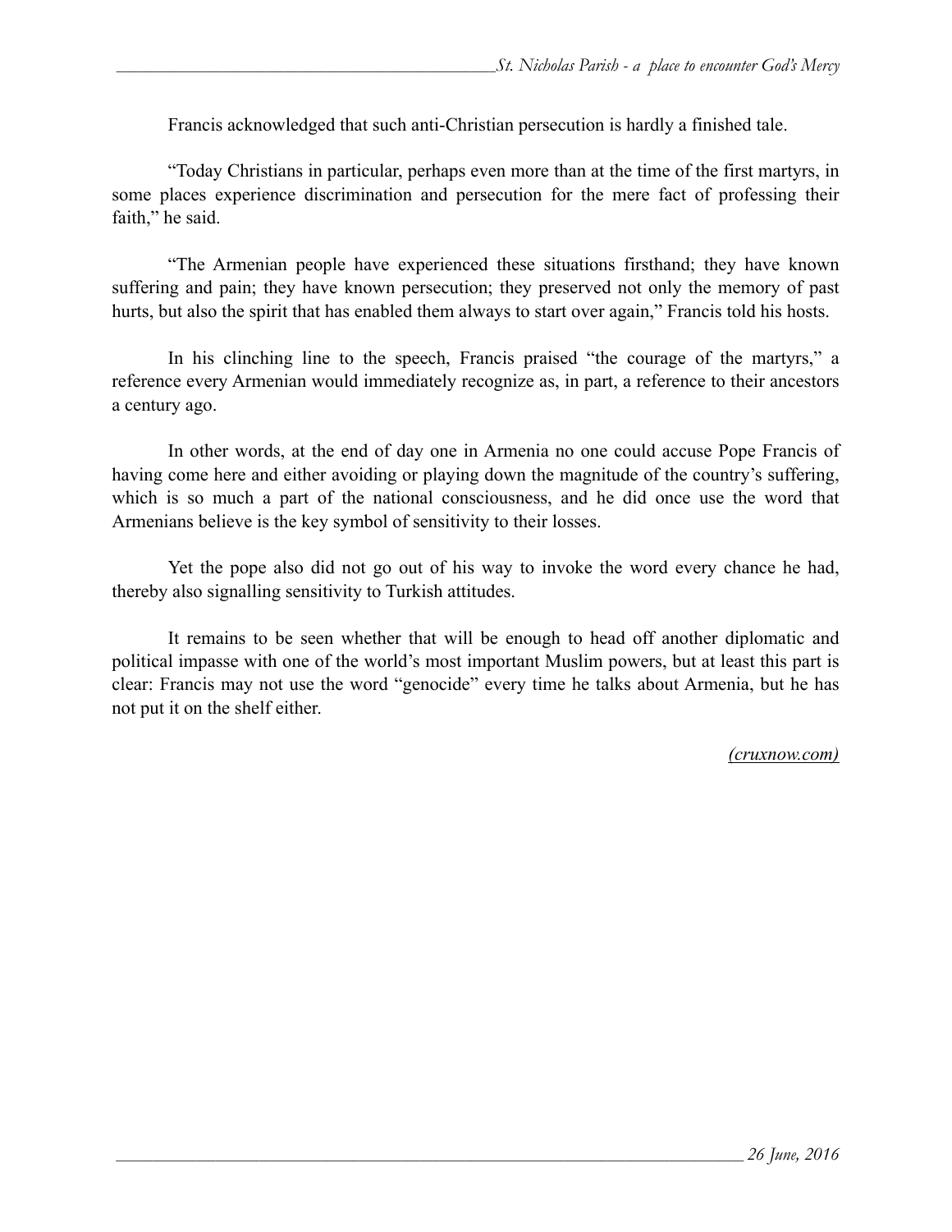Francis acknowledged that such anti-Christian persecution is hardly a finished tale.

"Today Christians in particular, perhaps even more than at the time of the first martyrs, in some places experience discrimination and persecution for the mere fact of professing their faith," he said.

"The Armenian people have experienced these situations firsthand; they have known suffering and pain; they have known persecution; they preserved not only the memory of past hurts, but also the spirit that has enabled them always to start over again," Francis told his hosts.

In his clinching line to the speech, Francis praised "the courage of the martyrs," a reference every Armenian would immediately recognize as, in part, a reference to their ancestors a century ago.

In other words, at the end of day one in Armenia no one could accuse Pope Francis of having come here and either avoiding or playing down the magnitude of the country's suffering, which is so much a part of the national consciousness, and he did once use the word that Armenians believe is the key symbol of sensitivity to their losses.

Yet the pope also did not go out of his way to invoke the word every chance he had, thereby also signalling sensitivity to Turkish attitudes.

It remains to be seen whether that will be enough to head off another diplomatic and political impasse with one of the world's most important Muslim powers, but at least this part is clear: Francis may not use the word "genocide" every time he talks about Armenia, but he has not put it on the shelf either.

*(cruxnow.com)*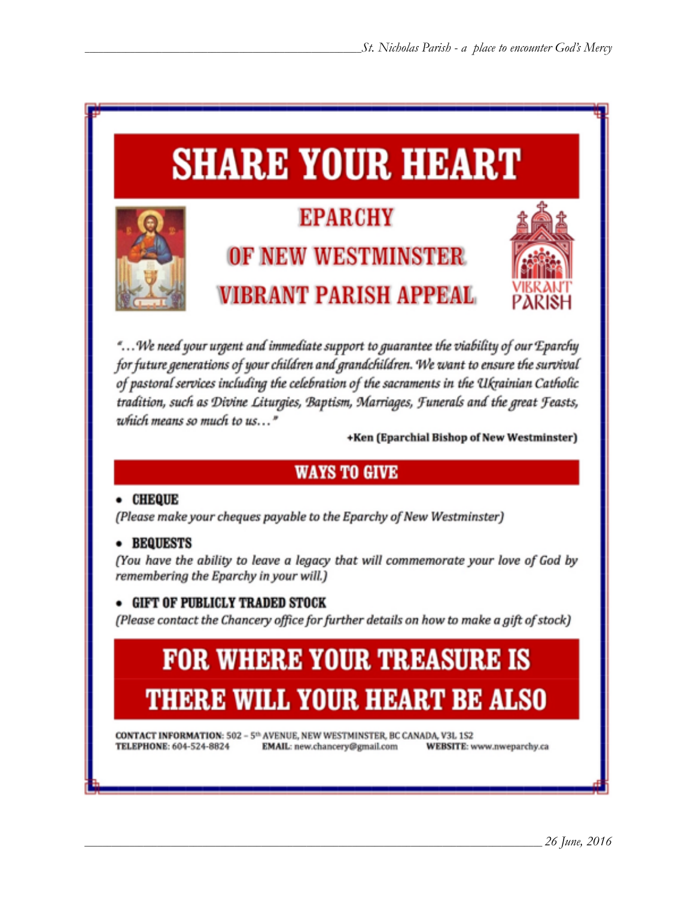# SHARE YOUR HEART

## EPARCHY OF NEW WESTMINSTER VIBRANT PARISH APPEAL

VIBRANT PARISH

*"…We need your urgent and immediate support to guarantee the viability of our Eparchy for future generations of your children and grandchildren. We want to ensure the survival of pastoral services including the celebration of the sacraments in the Ukrainian Catholic tradition, such as Divine Liturgies, Baptism, Marriages, Funerals and the great Feasts, which means so much to us…"*

**+Ken (Eparchial Bishop of New Westminster)**

## WAYS TO GIVE

- **CHEQUE**

*(Please make your cheques payable to the Eparchy of New Westminster)*

- **BEQUESTS**

*(You have the ability to leave a legacy that will commemorate your love of God by remembering the Eparchy in your will.)*

- **GIFT OF PUBLICLY TRADED STOCK**

*(Please contact the Chancery office for further details on how to make a gift of stock)*

## FOR WHERE YOUR TREASURE IS THERE WILL YOUR HEART BE ALSO

**CONTACT INFORMATION**: 502 – 5th AVENUE, NEW WESTMINSTER, BC CANADA, V3L 1S2
**TELEPHONE**: 604-524-8824 **EMAIL**: new.chancery@gmail.com **WEBSITE**: www.nweparchy.ca